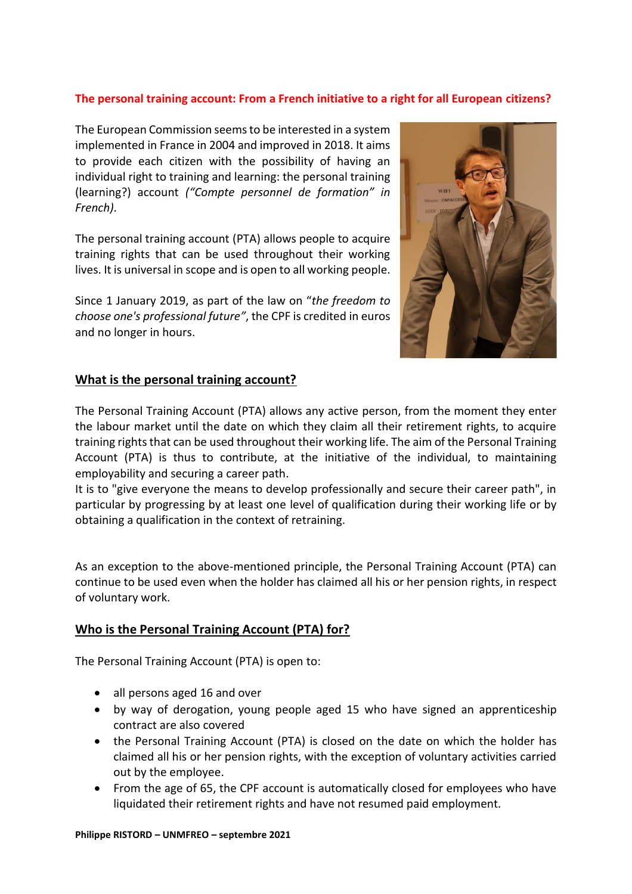**The personal training account: From a French initiative to a right for all European citizens?**

The European Commission seems to be interested in a system implemented in France in 2004 and improved in 2018. It aims to provide each citizen with the possibility of having an individual right to training and learning: the personal training (learning?) account *("Compte personnel de formation" in French)*.

The personal training account (PTA) allows people to acquire training rights that can be used throughout their working lives. It is universal in scope and is open to all working people.

Since 1 January 2019, as part of the law on "*the freedom to choose one's professional future"*, the CPF is credited in euros and no longer in hours.

## What is the personal training account?

The Personal Training Account (PTA) allows any active person, from the moment they enter the labour market until the date on which they claim all their retirement rights, to acquire training rights that can be used throughout their working life. The aim of the Personal Training Account (PTA) is thus to contribute, at the initiative of the individual, to maintaining employability and securing a career path.

It is to "give everyone the means to develop professionally and secure their career path", in particular by progressing by at least one level of qualification during their working life or by obtaining a qualification in the context of retraining.

As an exception to the above-mentioned principle, the Personal Training Account (PTA) can continue to be used even when the holder has claimed all his or her pension rights, in respect of voluntary work.

## Who is the Personal Training Account (PTA) for?

The Personal Training Account (PTA) is open to:

- all persons aged 16 and over
- by way of derogation, young people aged 15 who have signed an apprenticeship contract are also covered
- the Personal Training Account (PTA) is closed on the date on which the holder has claimed all his or her pension rights, with the exception of voluntary activities carried out by the employee.
- From the age of 65, the CPF account is automatically closed for employees who have liquidated their retirement rights and have not resumed paid employment.

**Philippe RISTORD – UNMFREO – septembre 2021**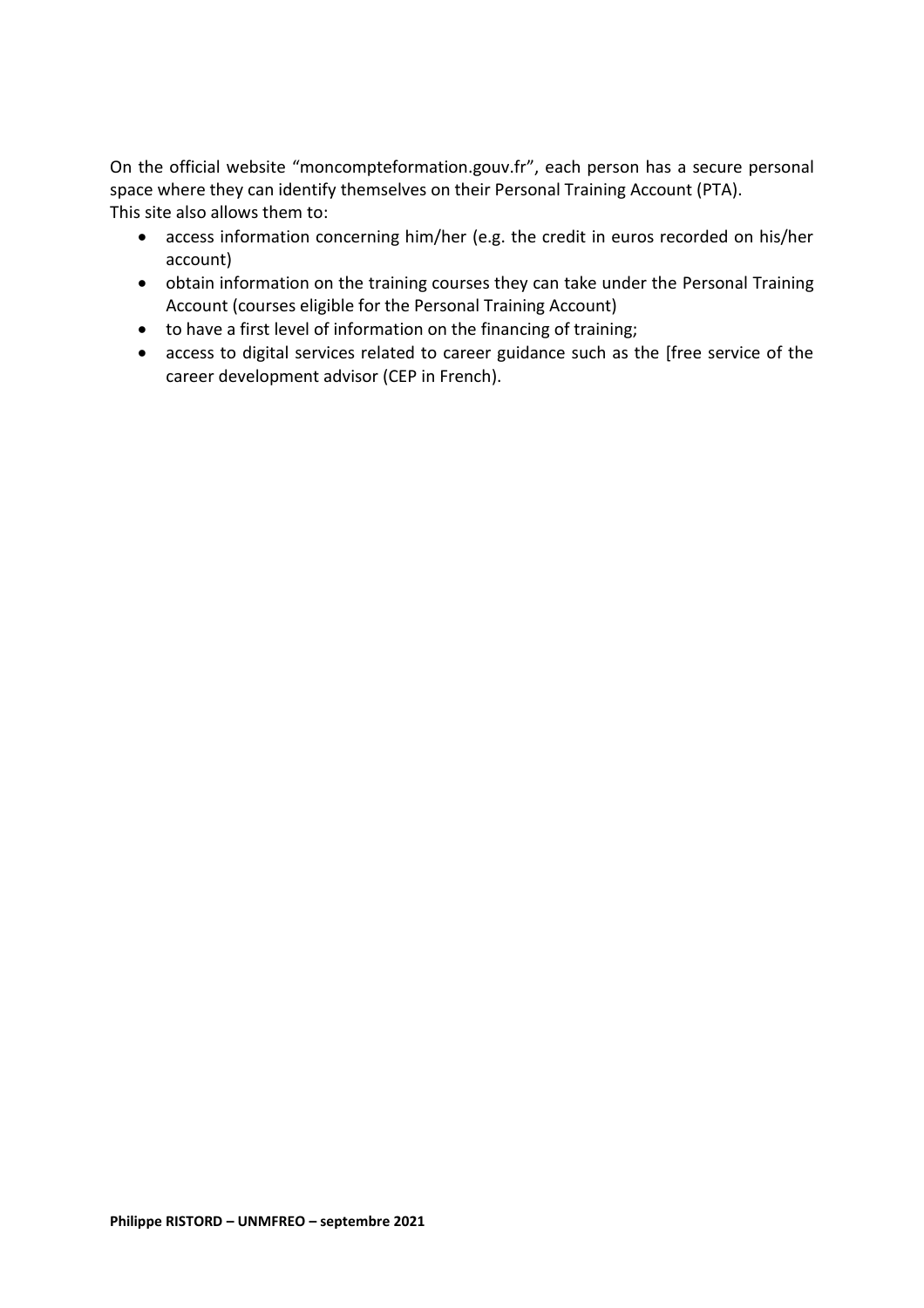On the official website “moncompteformation.gouv.fr”, each person has a secure personal space where they can identify themselves on their Personal Training Account (PTA).
This site also allows them to:

- access information concerning him/her (e.g. the credit in euros recorded on his/her account)
- obtain information on the training courses they can take under the Personal Training Account (courses eligible for the Personal Training Account)
- to have a first level of information on the financing of training;
- access to digital services related to career guidance such as the [free service of the career development advisor (CEP in French).